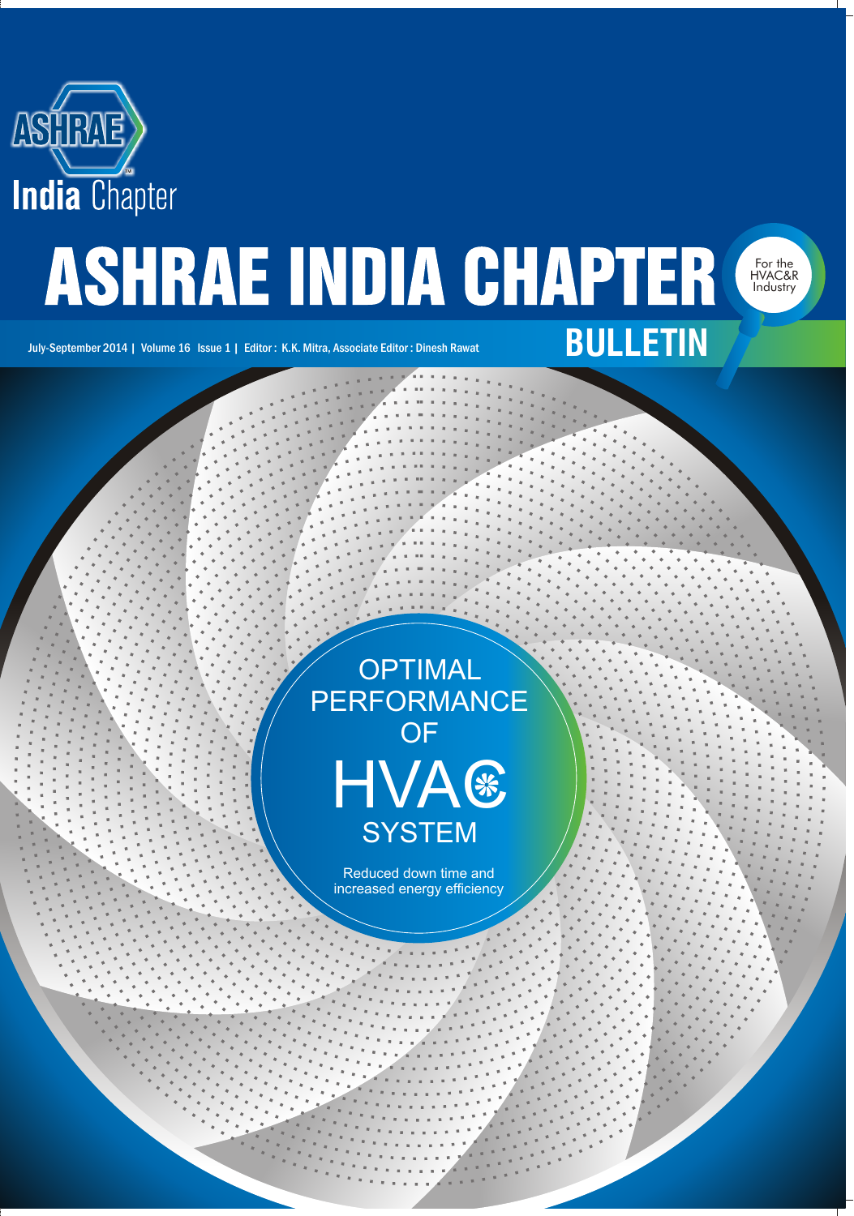ASHRAE

India Chapter

# ASHRAE INDIA CHAPTER BULLETIN

For the HVAC&R Industry

July-September 2014 | Volume 16 Issue 1 | Editor : K.K. Mitra, Associate Editor : Dinesh Rawat

## OPTIMAL PERFORMANCE OF HVAC SYSTEM

Reduced down time and increased energy efficiency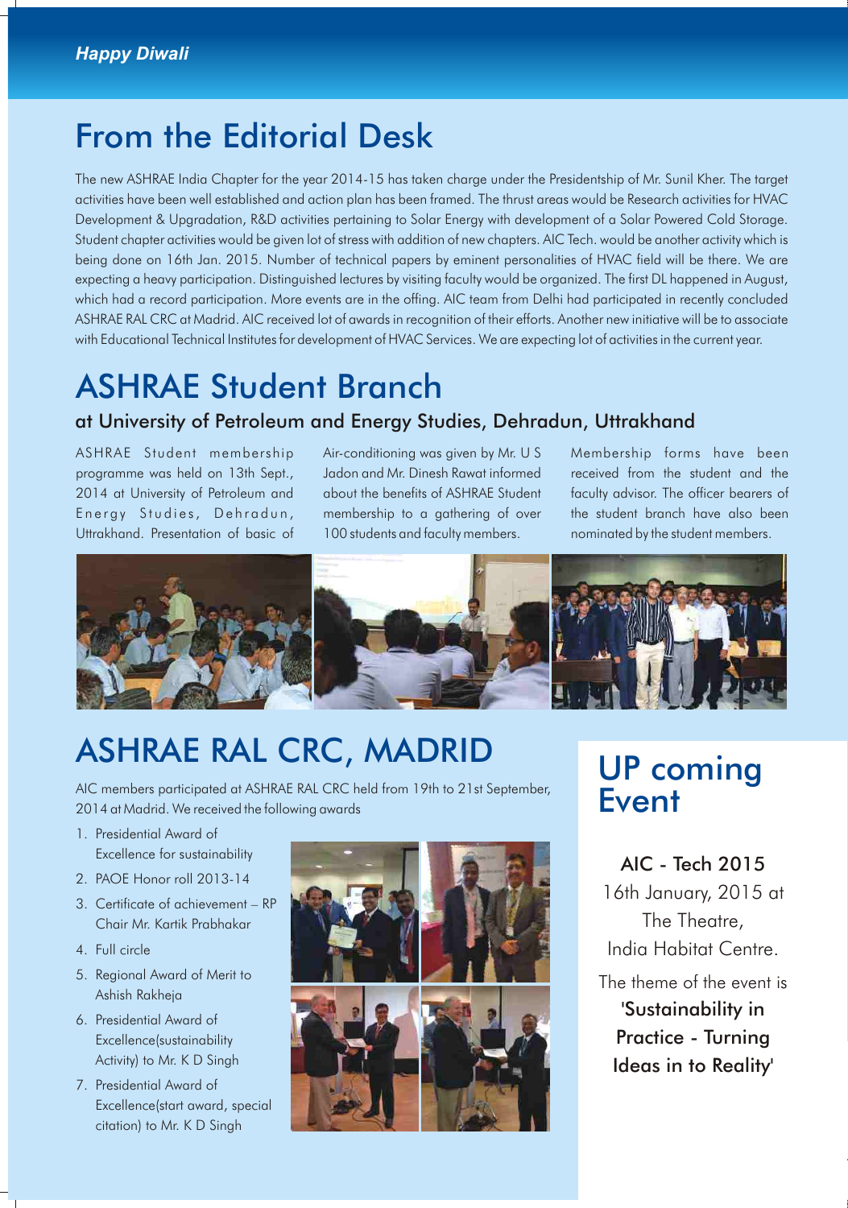# From the Editorial Desk

The new ASHRAE India Chapter for the year 2014-15 has taken charge under the Presidentship of Mr. Sunil Kher. The target activities have been well established and action plan has been framed. The thrust areas would be Research activities for HVAC Development & Upgradation, R&D activities pertaining to Solar Energy with development of a Solar Powered Cold Storage. Student chapter activities would be given lot of stress with addition of new chapters. AIC Tech. would be another activity which is being done on 16th Jan. 2015. Number of technical papers by eminent personalities of HVAC field will be there. We are expecting a heavy participation. Distinguished lectures by visiting faculty would be organized. The first DL happened in August, which had a record participation. More events are in the offing. AIC team from Delhi had participated in recently concluded ASHRAE RAL CRC at Madrid. AIC received lot of awards in recognition of their efforts. Another new initiative will be to associate with Educational Technical Institutes for development of HVAC Services. We are expecting lot of activities in the current year.

# ASHRAE Student Branch

## at University of Petroleum and Energy Studies, Dehradun, Uttrakhand

ASHRAE Student membership programme was held on 13th Sept., 2014 at University of Petroleum and Energy Studies, Dehradun, Uttrakhand. Presentation of basic of Air-conditioning was given by Mr. U S Jadon and Mr. Dinesh Rawat informed about the benefits of ASHRAE Student membership to a gathering of over 100 students and faculty members.

Membership forms have been received from the student and the faculty advisor. The officer bearers of the student branch have also been nominated by the student members.

# ASHRAE RAL CRC, MADRID

AIC members participated at ASHRAE RAL CRC held from 19th to 21st September, 2014 at Madrid. We received the following awards

1. Presidential Award of Excellence for sustainability
2. PAOE Honor roll 2013-14
3. Certificate of achievement – RP Chair Mr. Kartik Prabhakar
4. Full circle
5. Regional Award of Merit to Ashish Rakheja
6. Presidential Award of Excellence(sustainability Activity) to Mr. K D Singh
7. Presidential Award of Excellence(start award, special citation) to Mr. K D Singh

# UP coming Event

**AIC - Tech 2015**

16th January, 2015 at The Theatre, India Habitat Centre.

The theme of the event is **'Sustainability in Practice - Turning Ideas in to Reality'**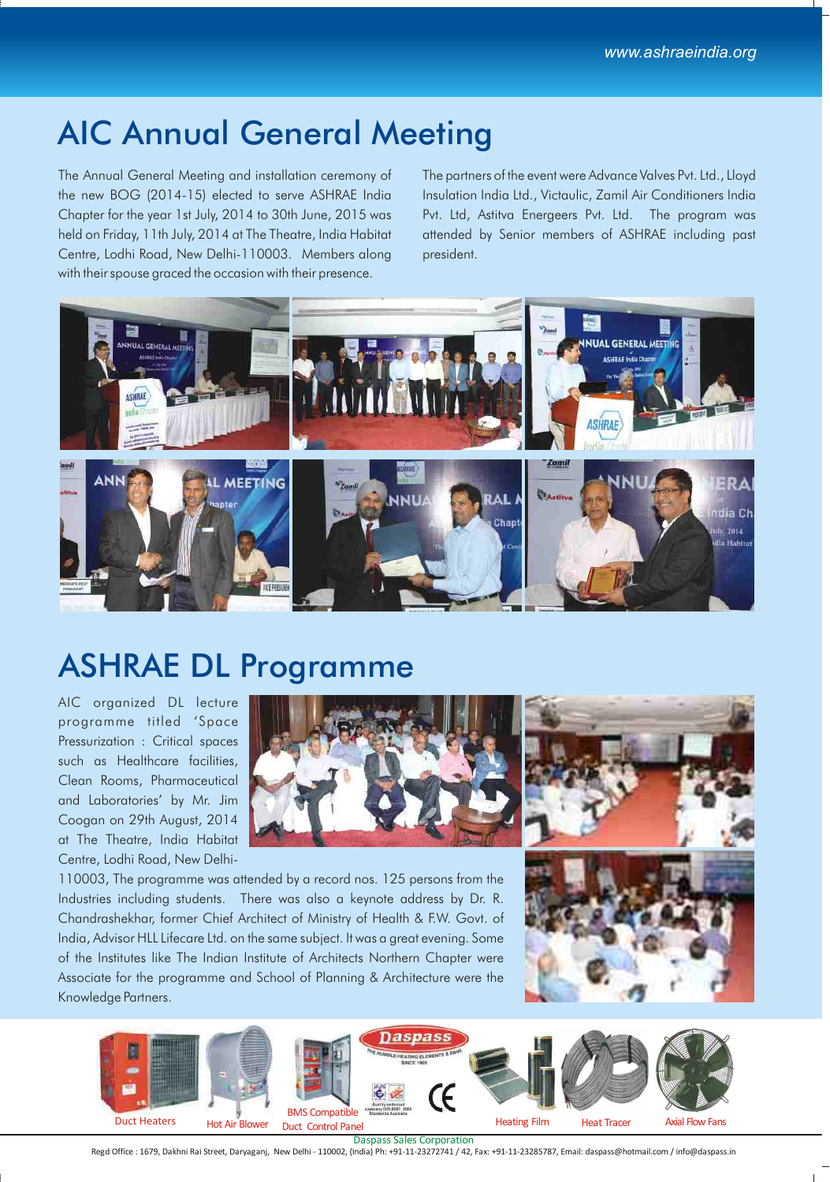# AIC Annual General Meeting

The Annual General Meeting and installation ceremony of the new BOG (2014-15) elected to serve ASHRAE India Chapter for the year 1st July, 2014 to 30th June, 2015 was held on Friday, 11th July, 2014 at The Theatre, India Habitat Centre, Lodhi Road, New Delhi-110003. Members along with their spouse graced the occasion with their presence.

The partners of the event were Advance Valves Pvt. Ltd., Lloyd Insulation India Ltd., Victaulic, Zamil Air Conditioners India Pvt. Ltd, Astitva Energeers Pvt. Ltd. The program was attended by Senior members of ASHRAE including past president.

# ASHRAE DL Programme

AIC organized DL lecture programme titled 'Space Pressurization : Critical spaces such as Healthcare facilities, Clean Rooms, Pharmaceutical and Laboratories' by Mr. Jim Coogan on 29th August, 2014 at The Theatre, India Habitat Centre, Lodhi Road, New Delhi-110003, The programme was attended by a record nos. 125 persons from the Industries including students. There was also a keynote address by Dr. R. Chandrashekhar, former Chief Architect of Ministry of Health & F.W. Govt. of India, Advisor HLL Lifecare Ltd. on the same subject. It was a great evening. Some of the Institutes like The Indian Institute of Architects Northern Chapter were Associate for the programme and School of Planning & Architecture were the Knowledge Partners.

Duct Heaters | Hot Air Blower | BMS Compatible Duct Control Panel | Daspass | Heating Film | Heat Tracer | Axial Flow Fans

Daspass Sales Corporation

Regd Office : 1679, Dakhni Rai Street, Daryaganj, New Delhi - 110002, (India) Ph: +91-11-23272741 / 42, Fax: +91-11-23285787, Email: daspass@hotmail.com / info@daspass.in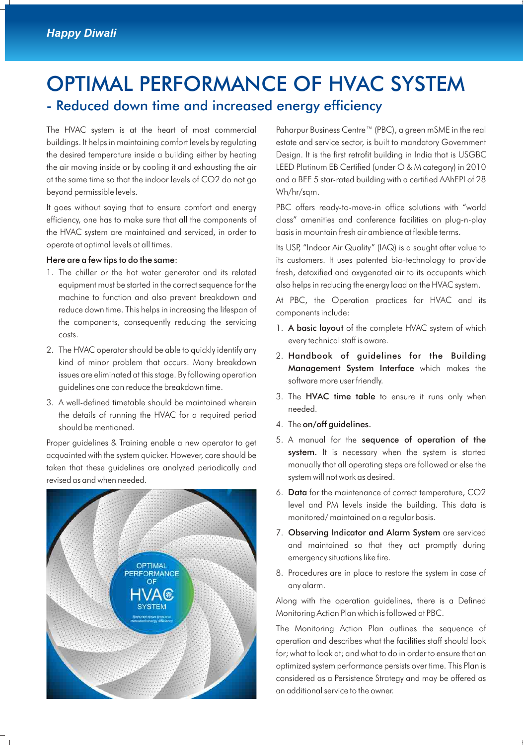# OPTIMAL PERFORMANCE OF HVAC SYSTEM

## - Reduced down time and increased energy efficiency

The HVAC system is at the heart of most commercial buildings. It helps in maintaining comfort levels by regulating the desired temperature inside a building either by heating the air moving inside or by cooling it and exhausting the air at the same time so that the indoor levels of $CO_2$ do not go beyond permissible levels.

It goes without saying that to ensure comfort and energy efficiency, one has to make sure that all the components of the HVAC system are maintained and serviced, in order to operate at optimal levels at all times.

**Here are a few tips to do the same:**

1. The chiller or the hot water generator and its related equipment must be started in the correct sequence for the machine to function and also prevent breakdown and reduce down time. This helps in increasing the lifespan of the components, consequently reducing the servicing costs.
2. The HVAC operator should be able to quickly identify any kind of minor problem that occurs. Many breakdown issues are eliminated at this stage. By following operation guidelines one can reduce the breakdown time.
3. A well-defined timetable should be maintained wherein the details of running the HVAC for a required period should be mentioned.

Proper guidelines & Training enable a new operator to get acquainted with the system quicker. However, care should be taken that these guidelines are analyzed periodically and revised as and when needed.

Paharpur Business Centre™ (PBC), a green mSME in the real estate and service sector, is built to mandatory Government Design. It is the first retrofit building in India that is USGBC LEED Platinum EB Certified (under O & M category) in 2010 and a BEE 5 star-rated building with a certified AAhEPI of 28 Wh/hr/sqm.

PBC offers ready-to-move-in office solutions with "world class" amenities and conference facilities on plug-n-play basis in mountain fresh air ambience at flexible terms.

Its USP, "Indoor Air Quality" (IAQ) is a sought after value to its customers. It uses patented bio-technology to provide fresh, detoxified and oxygenated air to its occupants which also helps in reducing the energy load on the HVAC system.

At PBC, the Operation practices for HVAC and its components include:

1. **A basic layout** of the complete HVAC system of which every technical staff is aware.
2. **Handbook of guidelines for the Building Management System Interface** which makes the software more user friendly.
3. The **HVAC time table** to ensure it runs only when needed.
4. The **on/off guidelines.**
5. A manual for the **sequence of operation of the system.** It is necessary when the system is started manually that all operating steps are followed or else the system will not work as desired.
6. **Data** for the maintenance of correct temperature, $CO_2$ level and PM levels inside the building. This data is monitored/ maintained on a regular basis.
7. **Observing Indicator and Alarm System** are serviced and maintained so that they act promptly during emergency situations like fire.
8. Procedures are in place to restore the system in case of any alarm.

Along with the operation guidelines, there is a Defined Monitoring Action Plan which is followed at PBC.

The Monitoring Action Plan outlines the sequence of operation and describes what the facilities staff should look for; what to look at; and what to do in order to ensure that an optimized system performance persists over time. This Plan is considered as a Persistence Strategy and may be offered as an additional service to the owner.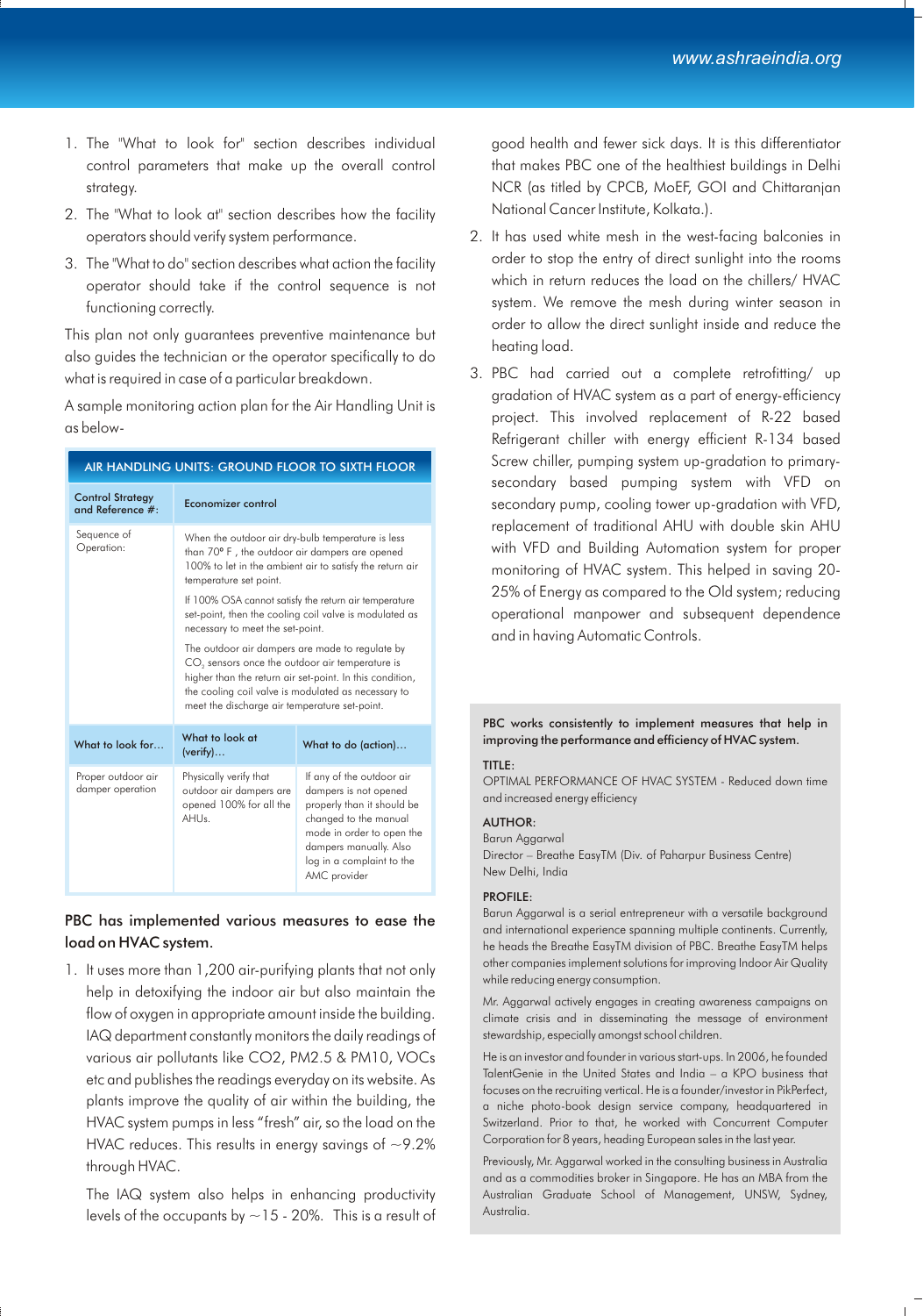1. The "What to look for" section describes individual control parameters that make up the overall control strategy.
2. The "What to look at" section describes how the facility operators should verify system performance.
3. The "What to do" section describes what action the facility operator should take if the control sequence is not functioning correctly.

This plan not only guarantees preventive maintenance but also guides the technician or the operator specifically to do what is required in case of a particular breakdown.

A sample monitoring action plan for the Air Handling Unit is as below-

| AIR HANDLING UNITS: GROUND FLOOR TO SIXTH FLOOR | | |
|---|---|---|
| Control Strategy and Reference #: | Economizer control | |
| Sequence of Operation: | When the outdoor air dry-bulb temperature is less than 70º F , the outdoor air dampers are opened 100% to let in the ambient air to satisfy the return air temperature set point.<br>If 100% OSA cannot satisfy the return air temperature set-point, then the cooling coil valve is modulated as necessary to meet the set-point.<br>The outdoor air dampers are made to regulate by $CO_2$ sensors once the outdoor air temperature is higher than the return air set-point. In this condition, the cooling coil valve is modulated as necessary to meet the discharge air temperature set-point. | |
| What to look for… | What to look at (verify)… | What to do (action)… |
| Proper outdoor air damper operation | Physically verify that outdoor air dampers are opened 100% for all the AHUs. | If any of the outdoor air dampers is not opened properly than it should be changed to the manual mode in order to open the dampers manually. Also log in a complaint to the AMC provider |

**PBC has implemented various measures to ease the load on HVAC system.**

1. It uses more than 1,200 air-purifying plants that not only help in detoxifying the indoor air but also maintain the flow of oxygen in appropriate amount inside the building. IAQ department constantly monitors the daily readings of various air pollutants like CO2, PM2.5 & PM10, VOCs etc and publishes the readings everyday on its website. As plants improve the quality of air within the building, the HVAC system pumps in less "fresh" air, so the load on the HVAC reduces. This results in energy savings of ~9.2% through HVAC.

   The IAQ system also helps in enhancing productivity levels of the occupants by ~15 - 20%. This is a result of good health and fewer sick days. It is this differentiator that makes PBC one of the healthiest buildings in Delhi NCR (as titled by CPCB, MoEF, GOI and Chittaranjan National Cancer Institute, Kolkata.).
2. It has used white mesh in the west-facing balconies in order to stop the entry of direct sunlight into the rooms which in return reduces the load on the chillers/ HVAC system. We remove the mesh during winter season in order to allow the direct sunlight inside and reduce the heating load.
3. PBC had carried out a complete retrofitting/ up gradation of HVAC system as a part of energy-efficiency project. This involved replacement of R-22 based Refrigerant chiller with energy efficient R-134 based Screw chiller, pumping system up-gradation to primary-secondary based pumping system with VFD on secondary pump, cooling tower up-gradation with VFD, replacement of traditional AHU with double skin AHU with VFD and Building Automation system for proper monitoring of HVAC system. This helped in saving 20-25% of Energy as compared to the Old system; reducing operational manpower and subsequent dependence and in having Automatic Controls.

PBC works consistently to implement measures that help in improving the performance and efficiency of HVAC system.

**TITLE:**
OPTIMAL PERFORMANCE OF HVAC SYSTEM - Reduced down time and increased energy efficiency

**AUTHOR:**
Barun Aggarwal
Director – Breathe EasyTM (Div. of Paharpur Business Centre)
New Delhi, India

**PROFILE:**
Barun Aggarwal is a serial entrepreneur with a versatile background and international experience spanning multiple continents. Currently, he heads the Breathe EasyTM division of PBC. Breathe EasyTM helps other companies implement solutions for improving Indoor Air Quality while reducing energy consumption.

Mr. Aggarwal actively engages in creating awareness campaigns on climate crisis and in disseminating the message of environment stewardship, especially amongst school children.

He is an investor and founder in various start-ups. In 2006, he founded TalentGenie in the United States and India – a KPO business that focuses on the recruiting vertical. He is a founder/investor in PikPerfect, a niche photo-book design service company, headquartered in Switzerland. Prior to that, he worked with Concurrent Computer Corporation for 8 years, heading European sales in the last year.

Previously, Mr. Aggarwal worked in the consulting business in Australia and as a commodities broker in Singapore. He has an MBA from the Australian Graduate School of Management, UNSW, Sydney, Australia.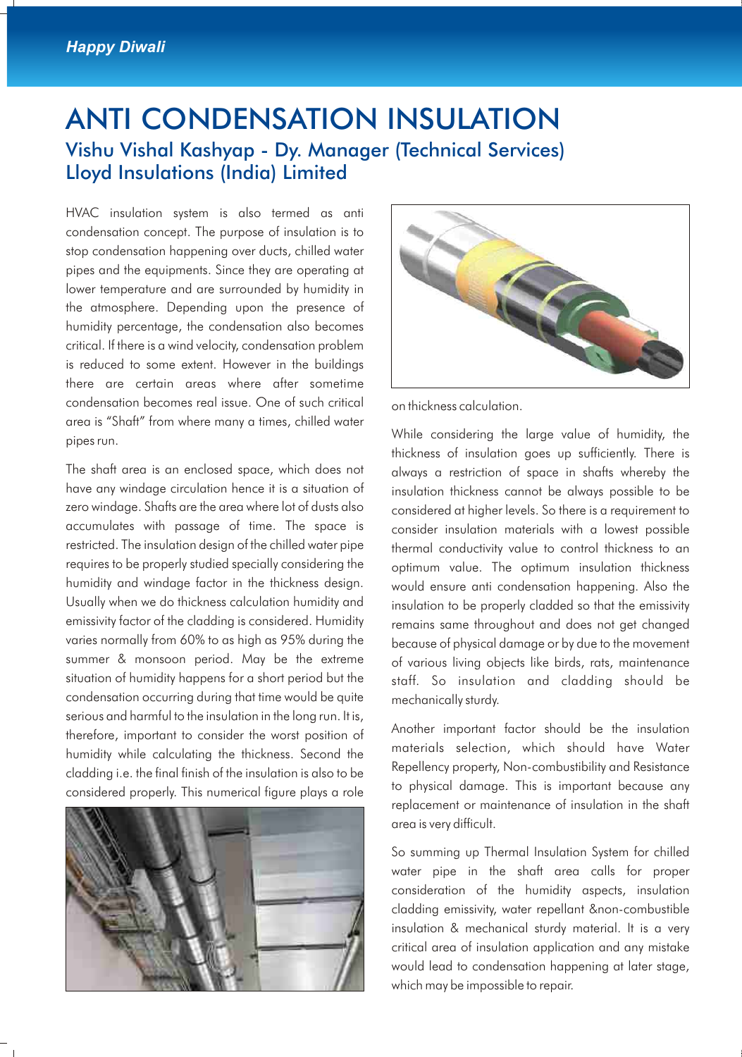# ANTI CONDENSATION INSULATION

## Vishu Vishal Kashyap - Dy. Manager (Technical Services) Lloyd Insulations (India) Limited

HVAC insulation system is also termed as anti condensation concept. The purpose of insulation is to stop condensation happening over ducts, chilled water pipes and the equipments. Since they are operating at lower temperature and are surrounded by humidity in the atmosphere. Depending upon the presence of humidity percentage, the condensation also becomes critical. If there is a wind velocity, condensation problem is reduced to some extent. However in the buildings there are certain areas where after sometime condensation becomes real issue. One of such critical area is "Shaft" from where many a times, chilled water pipes run.

The shaft area is an enclosed space, which does not have any windage circulation hence it is a situation of zero windage. Shafts are the area where lot of dusts also accumulates with passage of time. The space is restricted. The insulation design of the chilled water pipe requires to be properly studied specially considering the humidity and windage factor in the thickness design. Usually when we do thickness calculation humidity and emissivity factor of the cladding is considered. Humidity varies normally from 60% to as high as 95% during the summer & monsoon period. May be the extreme situation of humidity happens for a short period but the condensation occurring during that time would be quite serious and harmful to the insulation in the long run. It is, therefore, important to consider the worst position of humidity while calculating the thickness. Second the cladding i.e. the final finish of the insulation is also to be considered properly. This numerical figure plays a role on thickness calculation.

While considering the large value of humidity, the thickness of insulation goes up sufficiently. There is always a restriction of space in shafts whereby the insulation thickness cannot be always possible to be considered at higher levels. So there is a requirement to consider insulation materials with a lowest possible thermal conductivity value to control thickness to an optimum value. The optimum insulation thickness would ensure anti condensation happening. Also the insulation to be properly cladded so that the emissivity remains same throughout and does not get changed because of physical damage or by due to the movement of various living objects like birds, rats, maintenance staff. So insulation and cladding should be mechanically sturdy.

Another important factor should be the insulation materials selection, which should have Water Repellency property, Non-combustibility and Resistance to physical damage. This is important because any replacement or maintenance of insulation in the shaft area is very difficult.

So summing up Thermal Insulation System for chilled water pipe in the shaft area calls for proper consideration of the humidity aspects, insulation cladding emissivity, water repellant &non-combustible insulation & mechanical sturdy material. It is a very critical area of insulation application and any mistake would lead to condensation happening at later stage, which may be impossible to repair.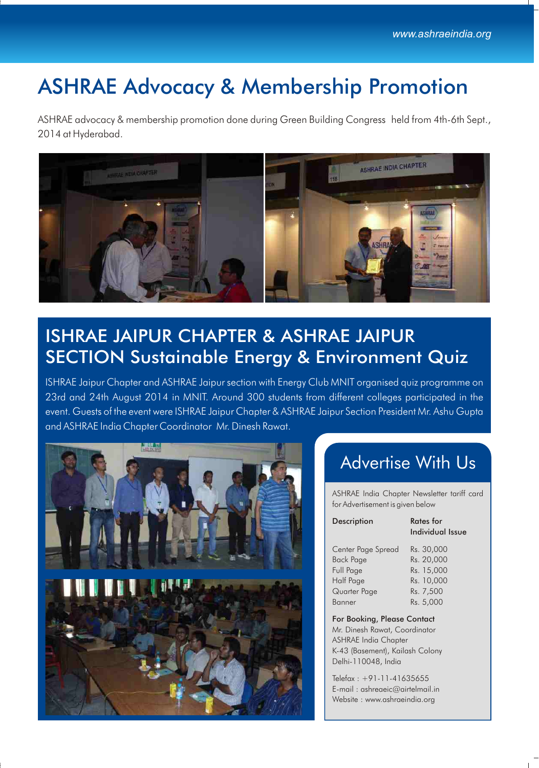# ASHRAE Advocacy & Membership Promotion

ASHRAE advocacy & membership promotion done during Green Building Congress held from 4th-6th Sept., 2014 at Hyderabad.

## ISHRAE JAIPUR CHAPTER & ASHRAE JAIPUR SECTION Sustainable Energy & Environment Quiz

ISHRAE Jaipur Chapter and ASHRAE Jaipur section with Energy Club MNIT organised quiz programme on 23rd and 24th August 2014 in MNIT. Around 300 students from different colleges participated in the event. Guests of the event were ISHRAE Jaipur Chapter & ASHRAE Jaipur Section President Mr. Ashu Gupta and ASHRAE India Chapter Coordinator Mr. Dinesh Rawat.

## Advertise With Us

ASHRAE India Chapter Newsletter tariff card for Advertisement is given below

| Description | Rates for Individual Issue |
| --- | --- |
| Center Page Spread | Rs. 30,000 |
| Back Page | Rs. 20,000 |
| Full Page | Rs. 15,000 |
| Half Page | Rs. 10,000 |
| Quarter Page | Rs. 7,500 |
| Banner | Rs. 5,000 |

**For Booking, Please Contact**
Mr. Dinesh Rawat, Coordinator
ASHRAE India Chapter
K-43 (Basement), Kailash Colony
Delhi-110048, India

Telefax : +91-11-41635655
E-mail : ashraeic@airtelmail.in
Website : www.ashraeindia.org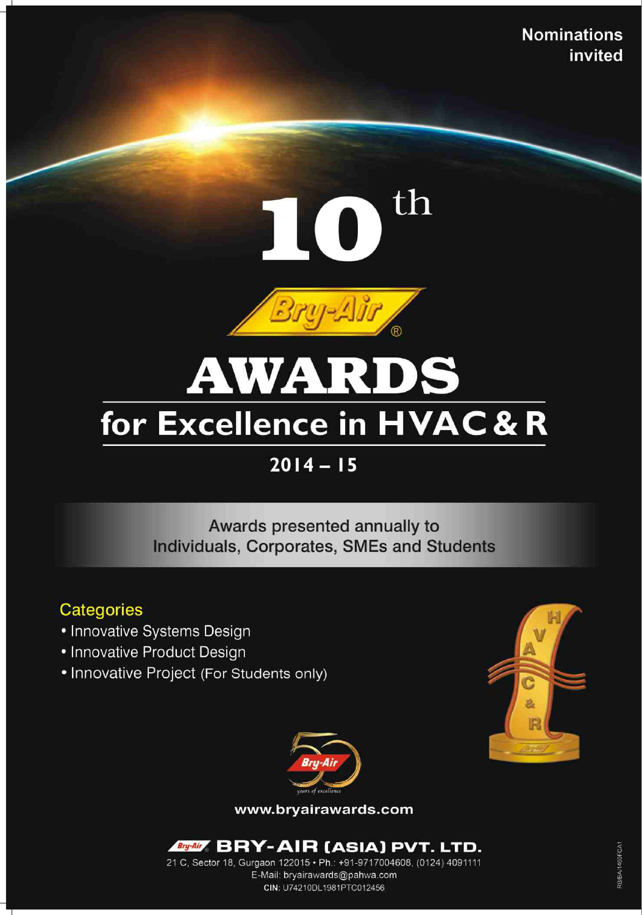Nominations invited

# 10th Bry-Air® AWARDS

## for Excellence in HVAC & R

## 2014 – 15

Awards presented annually to Individuals, Corporates, SMEs and Students

### Categories

- Innovative Systems Design
- Innovative Product Design
- Innovative Project (For Students only)

www.bryairawards.com

**BRY-AIR (ASIA) PVT. LTD.**

21 C, Sector 18, Gurgaon 122015 • Ph.: +91-9717004608, (0124) 4091111

E-Mail: bryairawards@pahwa.com

CIN: U74210DL1981PTC012456